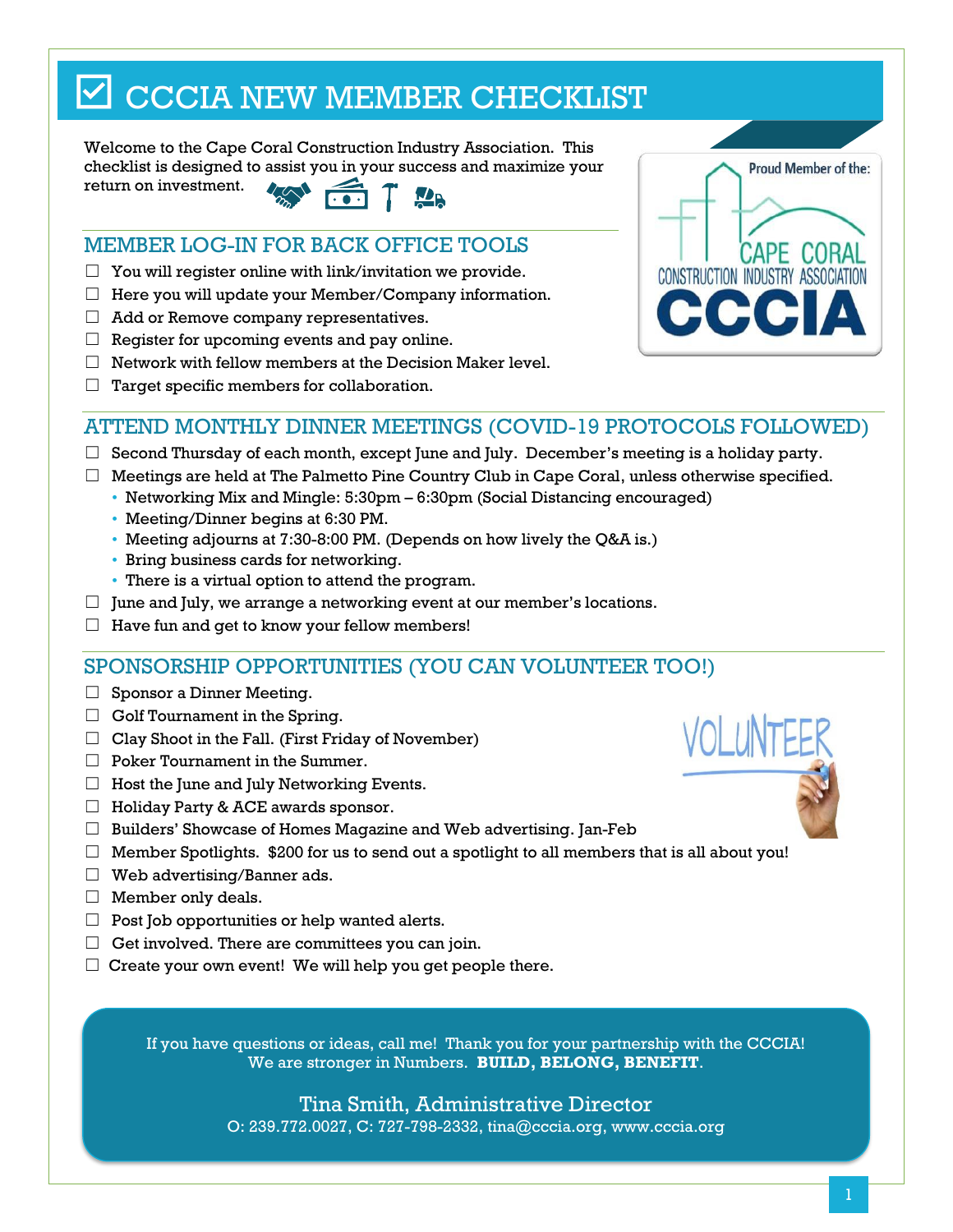# ☑ CCCIA NEW MEMBER CHECKLIST

Welcome to the Cape Coral Construction Industry Association. This checklist is designed to assist you in your success and maximize your return on investment.

Proud Member of the: CAPE CORAL CONSTRUCTION INDUSTRY ASSOCIATION CCCIA

## MEMBER LOG-IN FOR BACK OFFICE TOOLS

- ☐ You will register online with link/invitation we provide.
- ☐ Here you will update your Member/Company information.
- ☐ Add or Remove company representatives.
- ☐ Register for upcoming events and pay online.
- ☐ Network with fellow members at the Decision Maker level.
- ☐ Target specific members for collaboration.

## ATTEND MONTHLY DINNER MEETINGS (COVID-19 PROTOCOLS FOLLOWED)

- ☐ Second Thursday of each month, except June and July. December's meeting is a holiday party.
- ☐ Meetings are held at The Palmetto Pine Country Club in Cape Coral, unless otherwise specified.
  - Networking Mix and Mingle: 5:30pm – 6:30pm (Social Distancing encouraged)
  - Meeting/Dinner begins at 6:30 PM.
  - Meeting adjourns at 7:30-8:00 PM. (Depends on how lively the Q&A is.)
  - Bring business cards for networking.
  - There is a virtual option to attend the program.
- ☐ June and July, we arrange a networking event at our member's locations.
- ☐ Have fun and get to know your fellow members!

## SPONSORSHIP OPPORTUNITIES (YOU CAN VOLUNTEER TOO!)

- ☐ Sponsor a Dinner Meeting.
- ☐ Golf Tournament in the Spring.
- ☐ Clay Shoot in the Fall. (First Friday of November)
- ☐ Poker Tournament in the Summer.
- ☐ Host the June and July Networking Events.
- ☐ Holiday Party & ACE awards sponsor.
- ☐ Builders' Showcase of Homes Magazine and Web advertising. Jan-Feb
- ☐ Member Spotlights. $200 for us to send out a spotlight to all members that is all about you!
- ☐ Web advertising/Banner ads.
- ☐ Member only deals.
- ☐ Post Job opportunities or help wanted alerts.
- ☐ Get involved. There are committees you can join.
- ☐ Create your own event! We will help you get people there.

If you have questions or ideas, call me! Thank you for your partnership with the CCCIA! We are stronger in Numbers. **BUILD, BELONG, BENEFIT**.

Tina Smith, Administrative Director
O: 239.772.0027, C: 727-798-2332, tina@cccia.org, www.cccia.org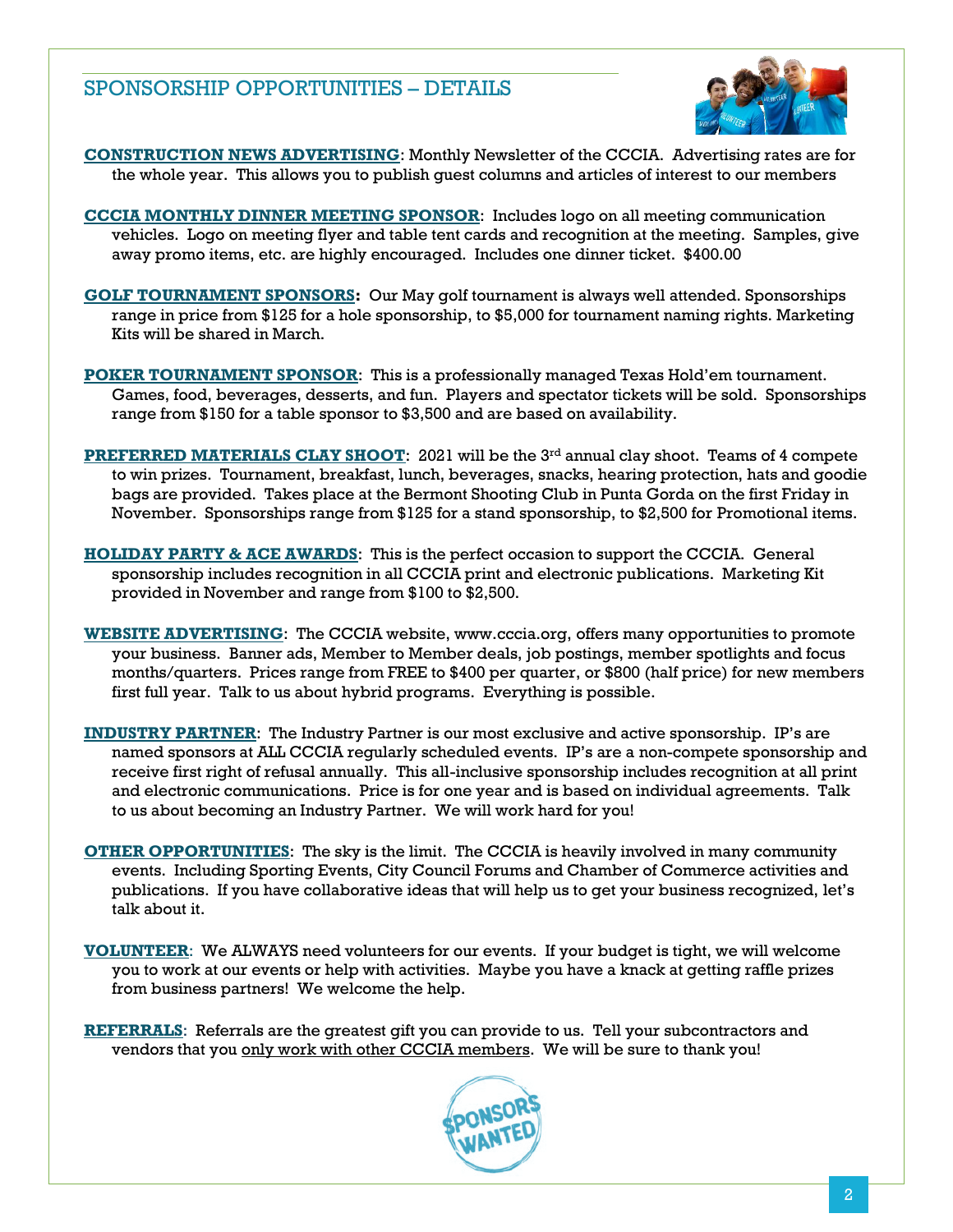## SPONSORSHIP OPPORTUNITIES – DETAILS

**CONSTRUCTION NEWS ADVERTISING**: Monthly Newsletter of the CCCIA. Advertising rates are for the whole year. This allows you to publish guest columns and articles of interest to our members

**CCCIA MONTHLY DINNER MEETING SPONSOR**: Includes logo on all meeting communication vehicles. Logo on meeting flyer and table tent cards and recognition at the meeting. Samples, give away promo items, etc. are highly encouraged. Includes one dinner ticket. $400.00

**GOLF TOURNAMENT SPONSORS:** Our May golf tournament is always well attended. Sponsorships range in price from $125 for a hole sponsorship, to $5,000 for tournament naming rights. Marketing Kits will be shared in March.

**POKER TOURNAMENT SPONSOR**: This is a professionally managed Texas Hold'em tournament. Games, food, beverages, desserts, and fun. Players and spectator tickets will be sold. Sponsorships range from $150 for a table sponsor to $3,500 and are based on availability.

**PREFERRED MATERIALS CLAY SHOOT**: 2021 will be the 3rd annual clay shoot. Teams of 4 compete to win prizes. Tournament, breakfast, lunch, beverages, snacks, hearing protection, hats and goodie bags are provided. Takes place at the Bermont Shooting Club in Punta Gorda on the first Friday in November. Sponsorships range from $125 for a stand sponsorship, to $2,500 for Promotional items.

**HOLIDAY PARTY & ACE AWARDS**: This is the perfect occasion to support the CCCIA. General sponsorship includes recognition in all CCCIA print and electronic publications. Marketing Kit provided in November and range from $100 to $2,500.

**WEBSITE ADVERTISING**: The CCCIA website, www.cccia.org, offers many opportunities to promote your business. Banner ads, Member to Member deals, job postings, member spotlights and focus months/quarters. Prices range from FREE to $400 per quarter, or $800 (half price) for new members first full year. Talk to us about hybrid programs. Everything is possible.

**INDUSTRY PARTNER**: The Industry Partner is our most exclusive and active sponsorship. IP's are named sponsors at ALL CCCIA regularly scheduled events. IP's are a non-compete sponsorship and receive first right of refusal annually. This all-inclusive sponsorship includes recognition at all print and electronic communications. Price is for one year and is based on individual agreements. Talk to us about becoming an Industry Partner. We will work hard for you!

**OTHER OPPORTUNITIES**: The sky is the limit. The CCCIA is heavily involved in many community events. Including Sporting Events, City Council Forums and Chamber of Commerce activities and publications. If you have collaborative ideas that will help us to get your business recognized, let's talk about it.

**VOLUNTEER**: We ALWAYS need volunteers for our events. If your budget is tight, we will welcome you to work at our events or help with activities. Maybe you have a knack at getting raffle prizes from business partners! We welcome the help.

**REFERRALS**: Referrals are the greatest gift you can provide to us. Tell your subcontractors and vendors that you only work with other CCCIA members. We will be sure to thank you!

SPONSORS WANTED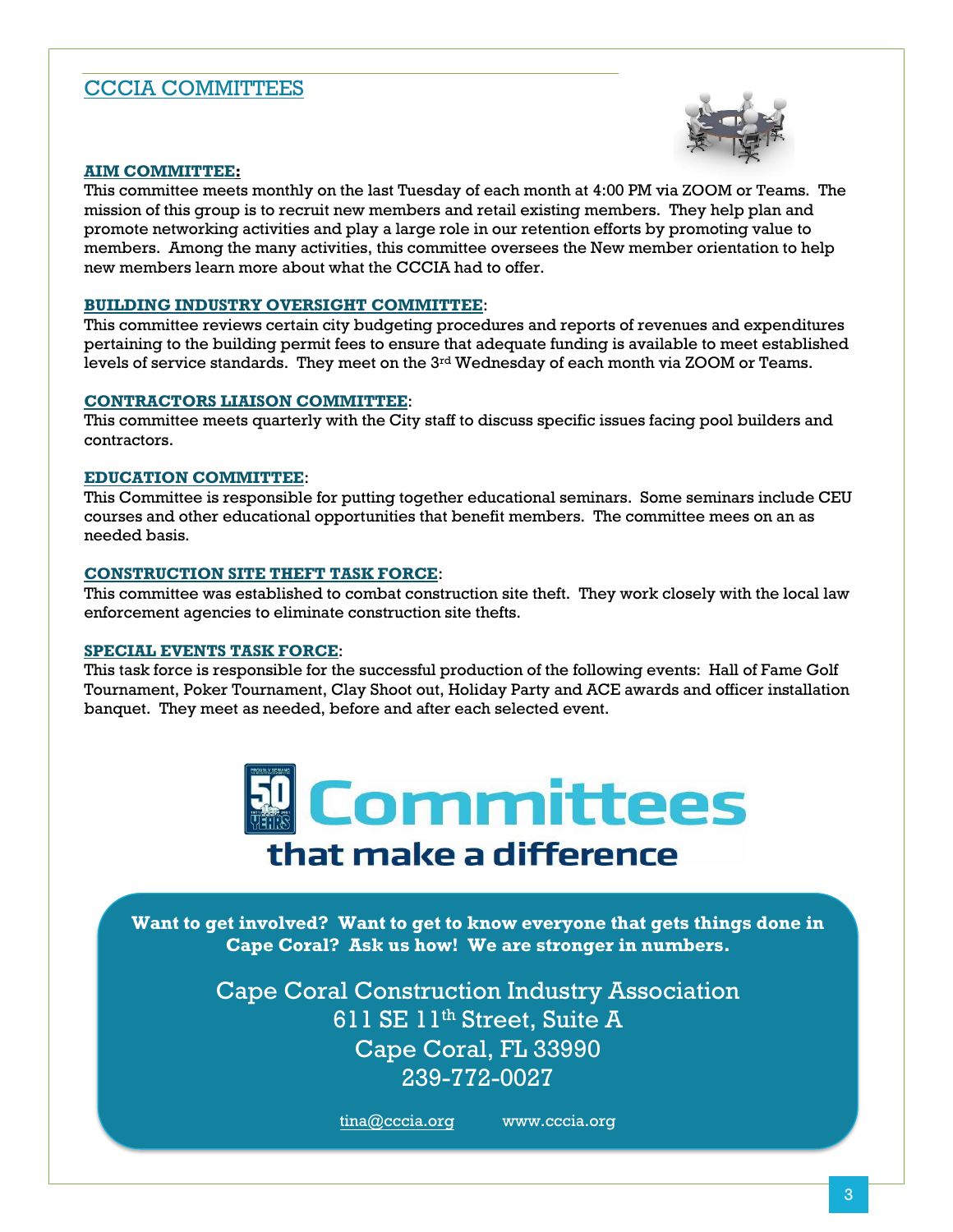# CCCIA COMMITTEES

**AIM COMMITTEE:**
This committee meets monthly on the last Tuesday of each month at 4:00 PM via ZOOM or Teams. The mission of this group is to recruit new members and retail existing members. They help plan and promote networking activities and play a large role in our retention efforts by promoting value to members. Among the many activities, this committee oversees the New member orientation to help new members learn more about what the CCCIA had to offer.

**BUILDING INDUSTRY OVERSIGHT COMMITTEE:**
This committee reviews certain city budgeting procedures and reports of revenues and expenditures pertaining to the building permit fees to ensure that adequate funding is available to meet established levels of service standards. They meet on the 3rd Wednesday of each month via ZOOM or Teams.

**CONTRACTORS LIAISON COMMITTEE:**
This committee meets quarterly with the City staff to discuss specific issues facing pool builders and contractors.

**EDUCATION COMMITTEE:**
This Committee is responsible for putting together educational seminars. Some seminars include CEU courses and other educational opportunities that benefit members. The committee mees on an as needed basis.

**CONSTRUCTION SITE THEFT TASK FORCE:**
This committee was established to combat construction site theft. They work closely with the local law enforcement agencies to eliminate construction site thefts.

**SPECIAL EVENTS TASK FORCE:**
This task force is responsible for the successful production of the following events: Hall of Fame Golf Tournament, Poker Tournament, Clay Shoot out, Holiday Party and ACE awards and officer installation banquet. They meet as needed, before and after each selected event.

## Committees that make a difference

**Want to get involved? Want to get to know everyone that gets things done in Cape Coral? Ask us how! We are stronger in numbers.**

Cape Coral Construction Industry Association
611 SE 11th Street, Suite A
Cape Coral, FL 33990
239-772-0027

tina@cccia.org www.cccia.org